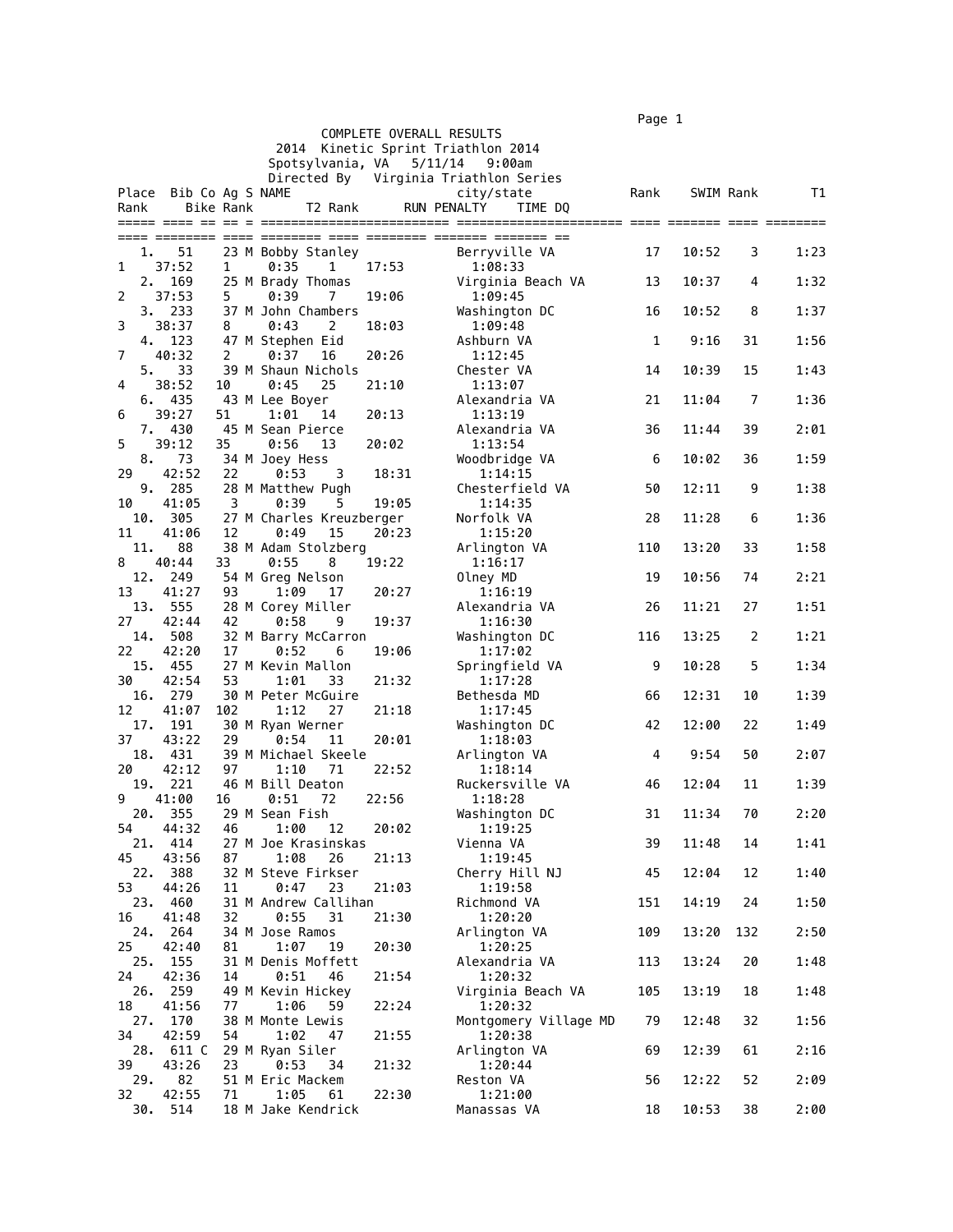COMPLETE OVERALL RESULTS
2014 Kinetic Sprint Triathlon 2014
Spotsylvania, VA 5/11/14 9:00am
Directed By Virginia Triathlon Series

| Place | Bib | Co | Ag | S | NAME | city/state | Rank | SWIM | Rank | T1 | Rank | Bike | Rank | T2 | Rank | RUN | PENALTY | TIME | DQ |
|---|---|---|---|---|---|---|---|---|---|---|---|---|---|---|---|---|---|---|---|
| 1. | 51 | | 23 | M | Bobby Stanley | Berryville VA | 17 | 10:52 | 3 | 1:23 | 1 | 37:52 | 1 | 0:35 | 1 | 17:53 | | 1:08:33 | |
| 2. | 169 | | 25 | M | Brady Thomas | Virginia Beach VA | 13 | 10:37 | 4 | 1:32 | 2 | 37:53 | 5 | 0:39 | 7 | 19:06 | | 1:09:45 | |
| 3. | 233 | | 37 | M | John Chambers | Washington DC | 16 | 10:52 | 8 | 1:37 | 3 | 38:37 | 8 | 0:43 | 2 | 18:03 | | 1:09:48 | |
| 4. | 123 | | 47 | M | Stephen Eid | Ashburn VA | 1 | 9:16 | 31 | 1:56 | 7 | 40:32 | 2 | 0:37 | 16 | 20:26 | | 1:12:45 | |
| 5. | 33 | | 39 | M | Shaun Nichols | Chester VA | 14 | 10:39 | 15 | 1:43 | 4 | 38:52 | 10 | 0:45 | 25 | 21:10 | | 1:13:07 | |
| 6. | 435 | | 43 | M | Lee Boyer | Alexandria VA | 21 | 11:04 | 7 | 1:36 | 6 | 39:27 | 51 | 1:01 | 14 | 20:13 | | 1:13:19 | |
| 7. | 430 | | 45 | M | Sean Pierce | Alexandria VA | 36 | 11:44 | 39 | 2:01 | 5 | 39:12 | 35 | 0:56 | 13 | 20:02 | | 1:13:54 | |
| 8. | 73 | | 34 | M | Joey Hess | Woodbridge VA | 6 | 10:02 | 36 | 1:59 | 29 | 42:52 | 22 | 0:53 | 3 | 18:31 | | 1:14:15 | |
| 9. | 285 | | 28 | M | Matthew Pugh | Chesterfield VA | 50 | 12:11 | 9 | 1:38 | 10 | 41:05 | 3 | 0:39 | 5 | 19:05 | | 1:14:35 | |
| 10. | 305 | | 27 | M | Charles Kreuzberger | Norfolk VA | 28 | 11:28 | 6 | 1:36 | 11 | 41:06 | 12 | 0:49 | 15 | 20:23 | | 1:15:20 | |
| 11. | 88 | | 38 | M | Adam Stolzberg | Arlington VA | 110 | 13:20 | 33 | 1:58 | 8 | 40:44 | 33 | 0:55 | 8 | 19:22 | | 1:16:17 | |
| 12. | 249 | | 54 | M | Greg Nelson | Olney MD | 19 | 10:56 | 74 | 2:21 | 13 | 41:27 | 93 | 1:09 | 17 | 20:27 | | 1:16:19 | |
| 13. | 555 | | 28 | M | Corey Miller | Alexandria VA | 26 | 11:21 | 27 | 1:51 | 27 | 42:44 | 42 | 0:58 | 9 | 19:37 | | 1:16:30 | |
| 14. | 508 | | 32 | M | Barry McCarron | Washington DC | 116 | 13:25 | 2 | 1:21 | 22 | 42:20 | 17 | 0:52 | 6 | 19:06 | | 1:17:02 | |
| 15. | 455 | | 27 | M | Kevin Mallon | Springfield VA | 9 | 10:28 | 5 | 1:34 | 30 | 42:54 | 53 | 1:01 | 33 | 21:32 | | 1:17:28 | |
| 16. | 279 | | 30 | M | Peter McGuire | Bethesda MD | 66 | 12:31 | 10 | 1:39 | 12 | 41:07 | 102 | 1:12 | 27 | 21:18 | | 1:17:45 | |
| 17. | 191 | | 30 | M | Ryan Werner | Washington DC | 42 | 12:00 | 22 | 1:49 | 37 | 43:22 | 29 | 0:54 | 11 | 20:01 | | 1:18:03 | |
| 18. | 431 | | 39 | M | Michael Skeele | Arlington VA | 4 | 9:54 | 50 | 2:07 | 20 | 42:12 | 97 | 1:10 | 71 | 22:52 | | 1:18:14 | |
| 19. | 221 | | 46 | M | Bill Deaton | Ruckersville VA | 46 | 12:04 | 11 | 1:39 | 9 | 41:00 | 16 | 0:51 | 72 | 22:56 | | 1:18:28 | |
| 20. | 355 | | 29 | M | Sean Fish | Washington DC | 31 | 11:34 | 70 | 2:20 | 54 | 44:32 | 46 | 1:00 | 12 | 20:02 | | 1:19:25 | |
| 21. | 414 | | 27 | M | Joe Krasinskas | Vienna VA | 39 | 11:48 | 14 | 1:41 | 45 | 43:56 | 87 | 1:08 | 26 | 21:13 | | 1:19:45 | |
| 22. | 388 | | 32 | M | Steve Firkser | Cherry Hill NJ | 45 | 12:04 | 12 | 1:40 | 53 | 44:26 | 11 | 0:47 | 23 | 21:03 | | 1:19:58 | |
| 23. | 460 | | 31 | M | Andrew Callihan | Richmond VA | 151 | 14:19 | 24 | 1:50 | 16 | 41:48 | 32 | 0:55 | 31 | 21:30 | | 1:20:20 | |
| 24. | 264 | | 34 | M | Jose Ramos | Arlington VA | 109 | 13:20 | 132 | 2:50 | 25 | 42:40 | 81 | 1:07 | 19 | 20:30 | | 1:20:25 | |
| 25. | 155 | | 31 | M | Denis Moffett | Alexandria VA | 113 | 13:24 | 20 | 1:48 | 24 | 42:36 | 14 | 0:51 | 46 | 21:54 | | 1:20:32 | |
| 26. | 259 | | 49 | M | Kevin Hickey | Virginia Beach VA | 105 | 13:19 | 18 | 1:48 | 18 | 41:56 | 77 | 1:06 | 59 | 22:24 | | 1:20:32 | |
| 27. | 170 | | 38 | M | Monte Lewis | Montgomery Village MD | 79 | 12:48 | 32 | 1:56 | 34 | 42:59 | 54 | 1:02 | 47 | 21:55 | | 1:20:38 | |
| 28. | 611 | C | 29 | M | Ryan Siler | Arlington VA | 69 | 12:39 | 61 | 2:16 | 39 | 43:26 | 23 | 0:53 | 34 | 21:32 | | 1:20:44 | |
| 29. | 82 | | 51 | M | Eric Mackem | Reston VA | 56 | 12:22 | 52 | 2:09 | 32 | 42:55 | 71 | 1:05 | 61 | 22:30 | | 1:21:00 | |
| 30. | 514 | | 18 | M | Jake Kendrick | Manassas VA | 18 | 10:53 | 38 | 2:00 | | | | | | | | | |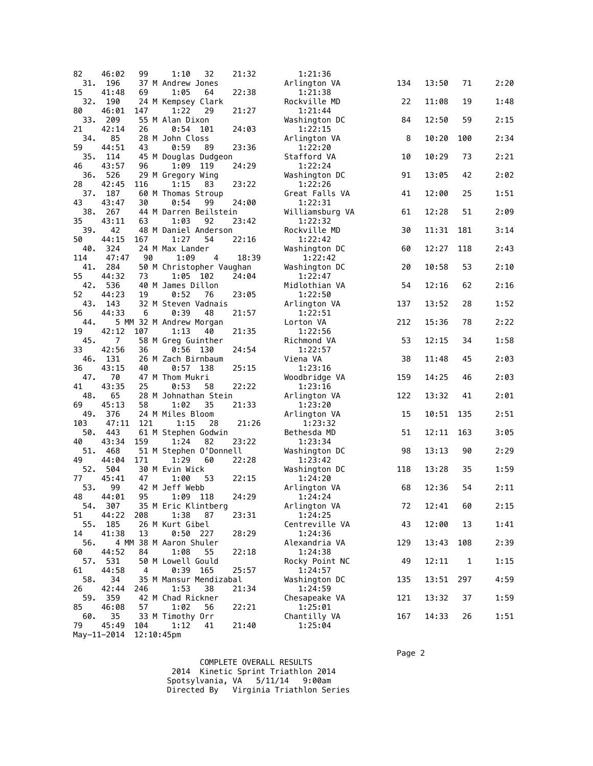```
82    46:02   99     1:10   32     21:32          1:21:36
  31.  196     37 M Andrew Jones                 Arlington VA          134   13:50    71      2:20
15    41:48   69     1:05   64     22:38          1:21:38
  32.  190     24 M Kempsey Clark                Rockville MD           22   11:08    19      1:48
80    46:01  147     1:22   29     21:27          1:21:44
  33.  209     55 M Alan Dixon                   Washington DC          84   12:50    59      2:15
21    42:14   26     0:54  101     24:03          1:22:15
  34.   85     28 M John Closs                   Arlington VA            8   10:20   100      2:34
59    44:51   43     0:59   89     23:36          1:22:20
  35.  114     45 M Douglas Dudgeon              Stafford VA            10   10:29    73      2:21
46    43:57   96     1:09  119     24:29          1:22:24
  36.  526     29 M Gregory Wing                 Washington DC          91   13:05    42      2:02
28    42:45  116     1:15   83     23:22          1:22:26
  37.  187     60 M Thomas Stroup                Great Falls VA         41   12:00    25      1:51
43    43:47   30     0:54   99     24:00          1:22:31
  38.  267     44 M Darren Beilstein             Williamsburg VA        61   12:28    51      2:09
35    43:11   63     1:03   92     23:42          1:22:32
  39.   42     48 M Daniel Anderson              Rockville MD           30   11:31   181      3:14
50    44:15  167     1:27   54     22:16          1:22:42
  40.  324     24 M Max Lander                   Washington DC          60   12:27   118      2:43
114    47:47   90     1:09    4     18:39          1:22:42
  41.  284     50 M Christopher Vaughan          Washington DC          20   10:58    53      2:10
55    44:32   73     1:05  102     24:04          1:22:47
  42.  536     40 M James Dillon                 Midlothian VA          54   12:16    62      2:16
52    44:23   19     0:52   76     23:05          1:22:50
  43.  143     32 M Steven Vadnais               Arlington VA          137   13:52    28      1:52
56    44:33    6     0:39   48     21:57          1:22:51
  44.     5 MM 32 M Andrew Morgan                Lorton VA             212   15:36    78      2:22
19    42:12  107     1:13   40     21:35          1:22:56
  45.    7     58 M Greg Guinther                Richmond VA            53   12:15    34      1:58
33    42:56   36     0:56  130     24:54          1:22:57
  46.  131     26 M Zach Birnbaum                Viena VA               38   11:48    45      2:03
36    43:15   40     0:57  138     25:15          1:23:16
  47.   70     47 M Thom Mukri                   Woodbridge VA         159   14:25    46      2:03
41    43:35   25     0:53   58     22:22          1:23:16
  48.   65     28 M Johnathan Stein              Arlington VA          122   13:32    41      2:01
69    45:13   58     1:02   35     21:33          1:23:20
  49.  376     24 M Miles Bloom                  Arlington VA           15   10:51   135      2:51
103    47:11  121     1:15   28     21:26          1:23:32
  50.  443     61 M Stephen Godwin               Bethesda MD            51   12:11   163      3:05
40    43:34  159     1:24   82     23:22          1:23:34
  51.  468     51 M Stephen O'Donnell            Washington DC          98   13:13    90      2:29
49    44:04  171     1:29   60     22:28          1:23:42
  52.  504     30 M Evin Wick                    Washington DC         118   13:28    35      1:59
77    45:41   47     1:00   53     22:15          1:24:20
  53.   99     42 M Jeff Webb                    Arlington VA           68   12:36    54      2:11
48    44:01   95     1:09  118     24:29          1:24:24
  54.  307     35 M Eric Klintberg               Arlington VA           72   12:41    60      2:15
51    44:22  208     1:38   87     23:31          1:24:25
  55.  185     26 M Kurt Gibel                   Centreville VA         43   12:00    13      1:41
14    41:38   13     0:50  227     28:29          1:24:36
  56.     4 MM 38 M Aaron Shuler                 Alexandria VA         129   13:43   108      2:39
60    44:52   84     1:08   55     22:18          1:24:38
  57.  531     50 M Lowell Gould                 Rocky Point NC         49   12:11     1      1:15
61    44:58    4     0:39  165     25:57          1:24:57
  58.   34     35 M Mansur Mendizabal            Washington DC         135   13:51   297      4:59
26    42:44  246     1:53   38     21:34          1:24:59
  59.  359     42 M Chad Rickner                 Chesapeake VA         121   13:32    37      1:59
85    46:08   57     1:02   56     22:21          1:25:01
  60.   35     33 M Timothy Orr                  Chantilly VA          167   14:33    26      1:51
79    45:49  104     1:12   41     21:40          1:25:04
```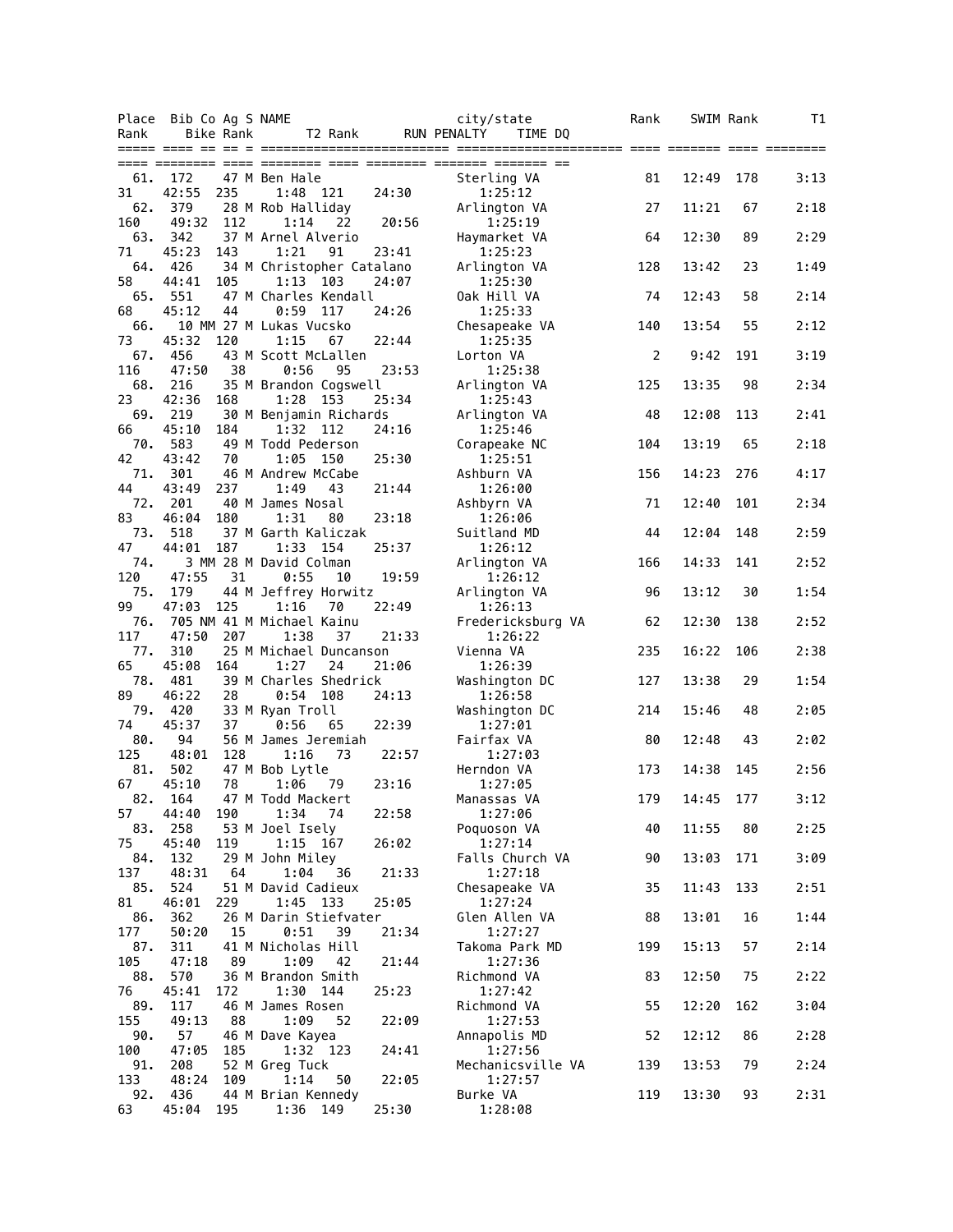| Place | Bib | Co | Ag | S | NAME | city/state | Rank | SWIM | Rank | T1 | Rank | Bike | Rank | T2 | Rank | RUN | PENALTY | TIME | DQ |
|---|---|---|---|---|---|---|---|---|---|---|---|---|---|---|---|---|---|---|---|
| 61. | 172 | | 47 | M | Ben Hale | Sterling VA | 81 | 12:49 | 178 | 3:13 | 31 | 42:55 | 235 | 1:48 | 121 | 24:30 | | 1:25:12 | |
| 62. | 379 | | 28 | M | Rob Halliday | Arlington VA | 27 | 11:21 | 67 | 2:18 | 160 | 49:32 | 112 | 1:14 | 22 | 20:56 | | 1:25:19 | |
| 63. | 342 | | 37 | M | Arnel Alverio | Haymarket VA | 64 | 12:30 | 89 | 2:29 | 71 | 45:23 | 143 | 1:21 | 91 | 23:41 | | 1:25:23 | |
| 64. | 426 | | 34 | M | Christopher Catalano | Arlington VA | 128 | 13:42 | 23 | 1:49 | 58 | 44:41 | 105 | 1:13 | 103 | 24:07 | | 1:25:30 | |
| 65. | 551 | | 47 | M | Charles Kendall | Oak Hill VA | 74 | 12:43 | 58 | 2:14 | 68 | 45:12 | 44 | 0:59 | 117 | 24:26 | | 1:25:33 | |
| 66. | 10 | MM | 27 | M | Lukas Vucsko | Chesapeake VA | 140 | 13:54 | 55 | 2:12 | 73 | 45:32 | 120 | 1:15 | 67 | 22:44 | | 1:25:35 | |
| 67. | 456 | | 43 | M | Scott McLallen | Lorton VA | 2 | 9:42 | 191 | 3:19 | 116 | 47:50 | 38 | 0:56 | 95 | 23:53 | | 1:25:38 | |
| 68. | 216 | | 35 | M | Brandon Cogswell | Arlington VA | 125 | 13:35 | 98 | 2:34 | 23 | 42:36 | 168 | 1:28 | 153 | 25:34 | | 1:25:43 | |
| 69. | 219 | | 30 | M | Benjamin Richards | Arlington VA | 48 | 12:08 | 113 | 2:41 | 66 | 45:10 | 184 | 1:32 | 112 | 24:16 | | 1:25:46 | |
| 70. | 583 | | 49 | M | Todd Pederson | Corapeake NC | 104 | 13:19 | 65 | 2:18 | 42 | 43:42 | 70 | 1:05 | 150 | 25:30 | | 1:25:51 | |
| 71. | 301 | | 46 | M | Andrew McCabe | Ashburn VA | 156 | 14:23 | 276 | 4:17 | 44 | 43:49 | 237 | 1:49 | 43 | 21:44 | | 1:26:00 | |
| 72. | 201 | | 40 | M | James Nosal | Ashbyrn VA | 71 | 12:40 | 101 | 2:34 | 83 | 46:04 | 180 | 1:31 | 80 | 23:18 | | 1:26:06 | |
| 73. | 518 | | 37 | M | Garth Kaliczak | Suitland MD | 44 | 12:04 | 148 | 2:59 | 47 | 44:01 | 187 | 1:33 | 154 | 25:37 | | 1:26:12 | |
| 74. | 3 | MM | 28 | M | David Colman | Arlington VA | 166 | 14:33 | 141 | 2:52 | 120 | 47:55 | 31 | 0:55 | 10 | 19:59 | | 1:26:12 | |
| 75. | 179 | | 44 | M | Jeffrey Horwitz | Arlington VA | 96 | 13:12 | 30 | 1:54 | 99 | 47:03 | 125 | 1:16 | 70 | 22:49 | | 1:26:13 | |
| 76. | 705 | NM | 41 | M | Michael Kainu | Fredericksburg VA | 62 | 12:30 | 138 | 2:52 | 117 | 47:50 | 207 | 1:38 | 37 | 21:33 | | 1:26:22 | |
| 77. | 310 | | 25 | M | Michael Duncanson | Vienna VA | 235 | 16:22 | 106 | 2:38 | 65 | 45:08 | 164 | 1:27 | 24 | 21:06 | | 1:26:39 | |
| 78. | 481 | | 39 | M | Charles Shedrick | Washington DC | 127 | 13:38 | 29 | 1:54 | 89 | 46:22 | 28 | 0:54 | 108 | 24:13 | | 1:26:58 | |
| 79. | 420 | | 33 | M | Ryan Troll | Washington DC | 214 | 15:46 | 48 | 2:05 | 74 | 45:37 | 37 | 0:56 | 65 | 22:39 | | 1:27:01 | |
| 80. | 94 | | 56 | M | James Jeremiah | Fairfax VA | 80 | 12:48 | 43 | 2:02 | 125 | 48:01 | 128 | 1:16 | 73 | 22:57 | | 1:27:03 | |
| 81. | 502 | | 47 | M | Bob Lytle | Herndon VA | 173 | 14:38 | 145 | 2:56 | 67 | 45:10 | 78 | 1:06 | 79 | 23:16 | | 1:27:05 | |
| 82. | 164 | | 47 | M | Todd Mackert | Manassas VA | 179 | 14:45 | 177 | 3:12 | 57 | 44:40 | 190 | 1:34 | 74 | 22:58 | | 1:27:06 | |
| 83. | 258 | | 53 | M | Joel Isely | Poquoson VA | 40 | 11:55 | 80 | 2:25 | 75 | 45:40 | 119 | 1:15 | 167 | 26:02 | | 1:27:14 | |
| 84. | 132 | | 29 | M | John Miley | Falls Church VA | 90 | 13:03 | 171 | 3:09 | 137 | 48:31 | 64 | 1:04 | 36 | 21:33 | | 1:27:18 | |
| 85. | 524 | | 51 | M | David Cadieux | Chesapeake VA | 35 | 11:43 | 133 | 2:51 | 81 | 46:01 | 229 | 1:45 | 133 | 25:05 | | 1:27:24 | |
| 86. | 362 | | 26 | M | Darin Stiefvater | Glen Allen VA | 88 | 13:01 | 16 | 1:44 | 177 | 50:20 | 15 | 0:51 | 39 | 21:34 | | 1:27:27 | |
| 87. | 311 | | 41 | M | Nicholas Hill | Takoma Park MD | 199 | 15:13 | 57 | 2:14 | 105 | 47:18 | 89 | 1:09 | 42 | 21:44 | | 1:27:36 | |
| 88. | 570 | | 36 | M | Brandon Smith | Richmond VA | 83 | 12:50 | 75 | 2:22 | 76 | 45:41 | 172 | 1:30 | 144 | 25:23 | | 1:27:42 | |
| 89. | 117 | | 46 | M | James Rosen | Richmond VA | 55 | 12:20 | 162 | 3:04 | 155 | 49:13 | 88 | 1:09 | 52 | 22:09 | | 1:27:53 | |
| 90. | 57 | | 46 | M | Dave Kayea | Annapolis MD | 52 | 12:12 | 86 | 2:28 | 100 | 47:05 | 185 | 1:32 | 123 | 24:41 | | 1:27:56 | |
| 91. | 208 | | 52 | M | Greg Tuck | Mechanicsville VA | 139 | 13:53 | 79 | 2:24 | 133 | 48:24 | 109 | 1:14 | 50 | 22:05 | | 1:27:57 | |
| 92. | 436 | | 44 | M | Brian Kennedy | Burke VA | 119 | 13:30 | 93 | 2:31 | 63 | 45:04 | 195 | 1:36 | 149 | 25:30 | | 1:28:08 | |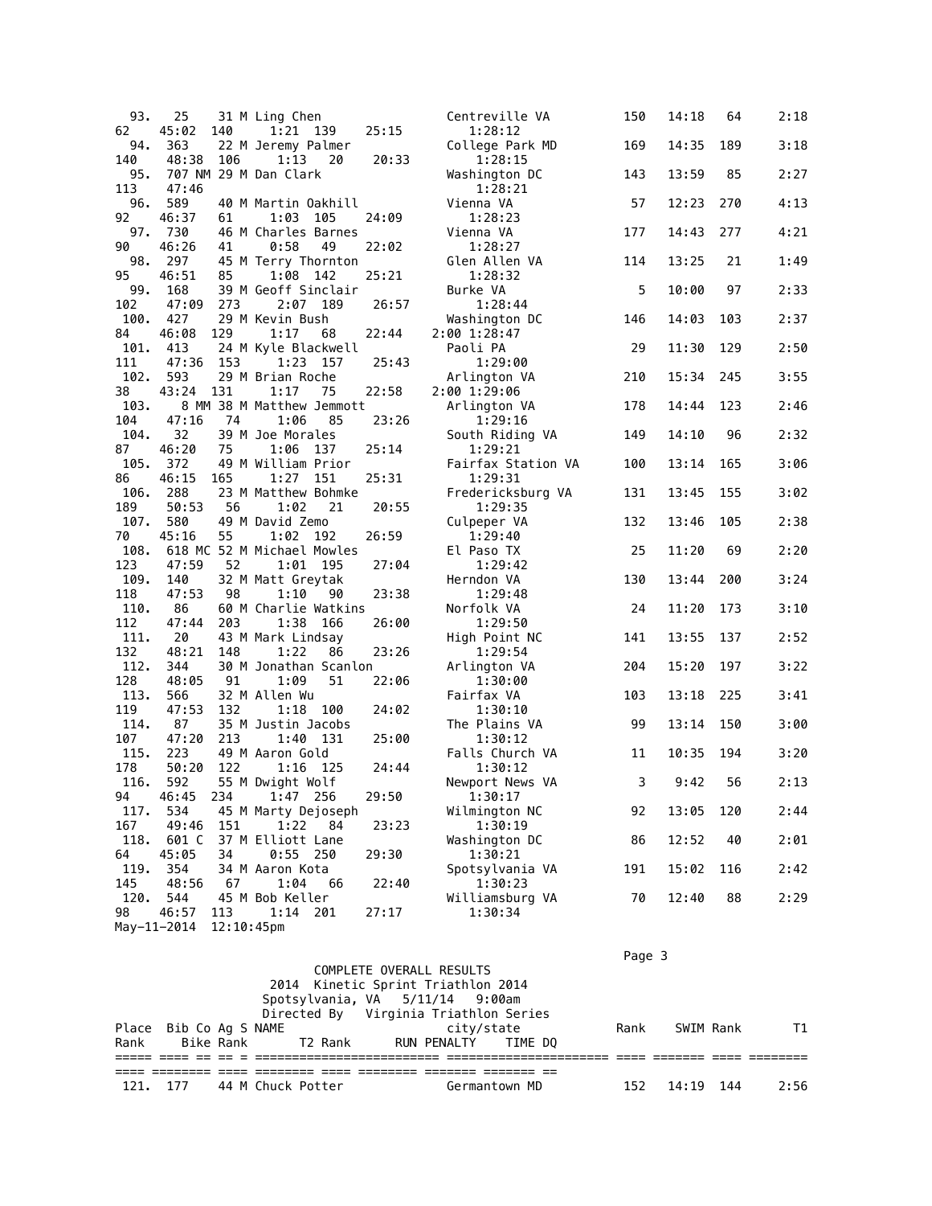| Place | Bib | Co | Ag | S | NAME | city/state | Rank | SWIM | Rank | T1 | Rank | Bike | Rank | T2 | Rank | RUN | PENALTY | TIME | DQ |
|---|---|---|---|---|---|---|---|---|---|---|---|---|---|---|---|---|---|---|---|
| 93. | 25 | | 31 | M | Ling Chen | Centreville VA | 150 | 14:18 | 64 | 2:18 | 62 | 45:02 | 140 | 1:21 | 139 | 25:15 | | 1:28:12 | |
| 94. | 363 | | 22 | M | Jeremy Palmer | College Park MD | 169 | 14:35 | 189 | 3:18 | 140 | 48:38 | 106 | 1:13 | 20 | 20:33 | | 1:28:15 | |
| 95. | 707 | NM | 29 | M | Dan Clark | Washington DC | 143 | 13:59 | 85 | 2:27 | 113 | 47:46 | | | | | | 1:28:21 | |
| 96. | 589 | | 40 | M | Martin Oakhill | Vienna VA | 57 | 12:23 | 270 | 4:13 | 92 | 46:37 | 61 | 1:03 | 105 | 24:09 | | 1:28:23 | |
| 97. | 730 | | 46 | M | Charles Barnes | Vienna VA | 177 | 14:43 | 277 | 4:21 | 90 | 46:26 | 41 | 0:58 | 49 | 22:02 | | 1:28:27 | |
| 98. | 297 | | 45 | M | Terry Thornton | Glen Allen VA | 114 | 13:25 | 21 | 1:49 | 95 | 46:51 | 85 | 1:08 | 142 | 25:21 | | 1:28:32 | |
| 99. | 168 | | 39 | M | Geoff Sinclair | Burke VA | 5 | 10:00 | 97 | 2:33 | 102 | 47:09 | 273 | 2:07 | 189 | 26:57 | | 1:28:44 | |
| 100. | 427 | | 29 | M | Kevin Bush | Washington DC | 146 | 14:03 | 103 | 2:37 | 84 | 46:08 | 129 | 1:17 | 68 | 22:44 | 2:00 | 1:28:47 | |
| 101. | 413 | | 24 | M | Kyle Blackwell | Paoli PA | 29 | 11:30 | 129 | 2:50 | 111 | 47:36 | 153 | 1:23 | 157 | 25:43 | | 1:29:00 | |
| 102. | 593 | | 29 | M | Brian Roche | Arlington VA | 210 | 15:34 | 245 | 3:55 | 38 | 43:24 | 131 | 1:17 | 75 | 22:58 | 2:00 | 1:29:06 | |
| 103. | 8 | MM | 38 | M | Matthew Jemmott | Arlington VA | 178 | 14:44 | 123 | 2:46 | 104 | 47:16 | 74 | 1:06 | 85 | 23:26 | | 1:29:16 | |
| 104. | 32 | | 39 | M | Joe Morales | South Riding VA | 149 | 14:10 | 96 | 2:32 | 87 | 46:20 | 75 | 1:06 | 137 | 25:14 | | 1:29:21 | |
| 105. | 372 | | 49 | M | William Prior | Fairfax Station VA | 100 | 13:14 | 165 | 3:06 | 86 | 46:15 | 165 | 1:27 | 151 | 25:31 | | 1:29:31 | |
| 106. | 288 | | 23 | M | Matthew Bohmke | Fredericksburg VA | 131 | 13:45 | 155 | 3:02 | 189 | 50:53 | 56 | 1:02 | 21 | 20:55 | | 1:29:35 | |
| 107. | 580 | | 49 | M | David Zemo | Culpeper VA | 132 | 13:46 | 105 | 2:38 | 70 | 45:16 | 55 | 1:02 | 192 | 26:59 | | 1:29:40 | |
| 108. | 618 | MC | 52 | M | Michael Mowles | El Paso TX | 25 | 11:20 | 69 | 2:20 | 123 | 47:59 | 52 | 1:01 | 195 | 27:04 | | 1:29:42 | |
| 109. | 140 | | 32 | M | Matt Greytak | Herndon VA | 130 | 13:44 | 200 | 3:24 | 118 | 47:53 | 98 | 1:10 | 90 | 23:38 | | 1:29:48 | |
| 110. | 86 | | 60 | M | Charlie Watkins | Norfolk VA | 24 | 11:20 | 173 | 3:10 | 112 | 47:44 | 203 | 1:38 | 166 | 26:00 | | 1:29:50 | |
| 111. | 20 | | 43 | M | Mark Lindsay | High Point NC | 141 | 13:55 | 137 | 2:52 | 132 | 48:21 | 148 | 1:22 | 86 | 23:26 | | 1:29:54 | |
| 112. | 344 | | 30 | M | Jonathan Scanlon | Arlington VA | 204 | 15:20 | 197 | 3:22 | 128 | 48:05 | 91 | 1:09 | 51 | 22:06 | | 1:30:00 | |
| 113. | 566 | | 32 | M | Allen Wu | Fairfax VA | 103 | 13:18 | 225 | 3:41 | 119 | 47:53 | 132 | 1:18 | 100 | 24:02 | | 1:30:10 | |
| 114. | 87 | | 35 | M | Justin Jacobs | The Plains VA | 99 | 13:14 | 150 | 3:00 | 107 | 47:20 | 213 | 1:40 | 131 | 25:00 | | 1:30:12 | |
| 115. | 223 | | 49 | M | Aaron Gold | Falls Church VA | 11 | 10:35 | 194 | 3:20 | 178 | 50:20 | 122 | 1:16 | 125 | 24:44 | | 1:30:12 | |
| 116. | 592 | | 55 | M | Dwight Wolf | Newport News VA | 3 | 9:42 | 56 | 2:13 | 94 | 46:45 | 234 | 1:47 | 256 | 29:50 | | 1:30:17 | |
| 117. | 534 | | 45 | M | Marty Dejoseph | Wilmington NC | 92 | 13:05 | 120 | 2:44 | 167 | 49:46 | 151 | 1:22 | 84 | 23:23 | | 1:30:19 | |
| 118. | 601 | C | 37 | M | Elliott Lane | Washington DC | 86 | 12:52 | 40 | 2:01 | 64 | 45:05 | 34 | 0:55 | 250 | 29:30 | | 1:30:21 | |
| 119. | 354 | | 34 | M | Aaron Kota | Spotsylvania VA | 191 | 15:02 | 116 | 2:42 | 145 | 48:56 | 67 | 1:04 | 66 | 22:40 | | 1:30:23 | |
| 120. | 544 | | 45 | M | Bob Keller | Williamsburg VA | 70 | 12:40 | 88 | 2:29 | 98 | 46:57 | 113 | 1:14 | 201 | 27:17 | | 1:30:34 | |

May-11-2014 12:10:45pm

COMPLETE OVERALL RESULTS
2014 Kinetic Sprint Triathlon 2014
Spotsylvania, VA 5/11/14 9:00am
Directed By Virginia Triathlon Series

| Place | Bib | Co | Ag | S | NAME | city/state | Rank | SWIM | Rank | T1 | Rank | Bike | Rank | T2 | Rank | RUN | PENALTY | TIME | DQ |
|---|---|---|---|---|---|---|---|---|---|---|---|---|---|---|---|---|---|---|---|
| 121. | 177 | | 44 | M | Chuck Potter | Germantown MD | 152 | 14:19 | 144 | 2:56 | | | | | | | | | |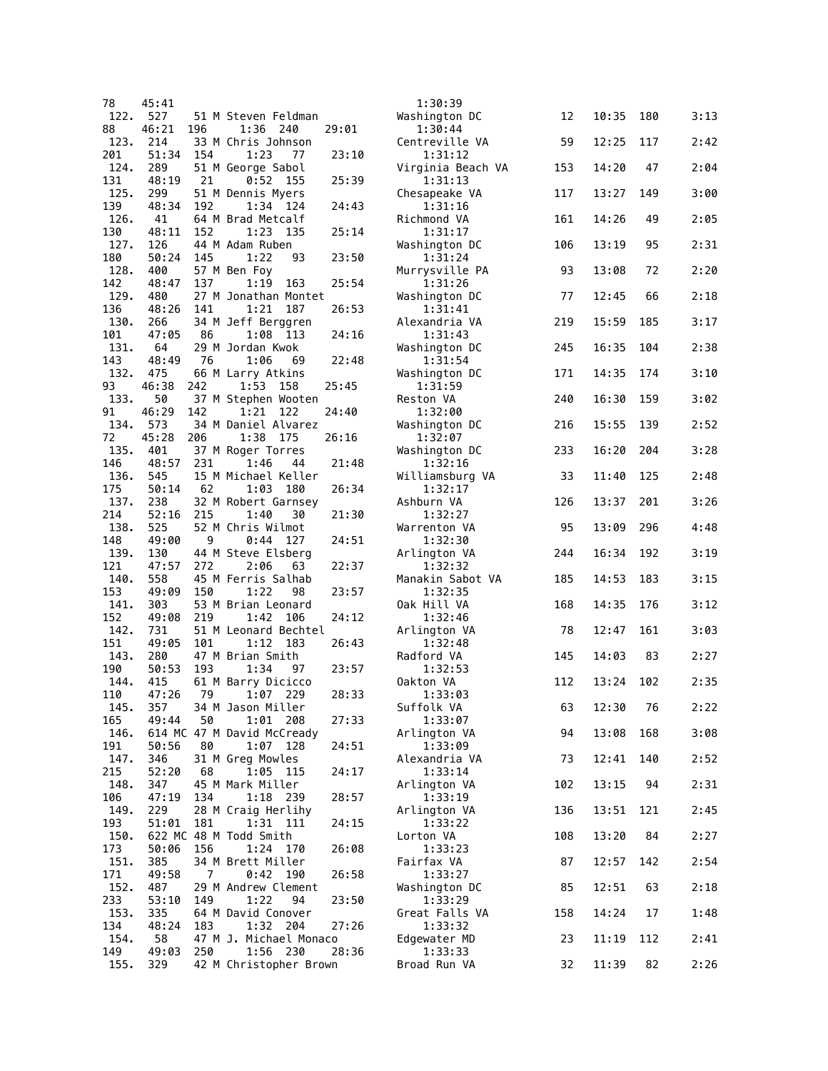```
78    45:41                                          1:30:39
 122.  527    51 M Steven Feldman                   Washington DC         12    10:35  180     3:13
88    46:21  196    1:36  240      29:01              1:30:44
 123.  214    33 M Chris Johnson                    Centreville VA        59    12:25  117     2:42
201   51:34  154    1:23   77      23:10              1:31:12
 124.  289    51 M George Sabol                     Virginia Beach VA    153    14:20   47     2:04
131   48:19   21    0:52  155      25:39              1:31:13
 125.  299    51 M Dennis Myers                     Chesapeake VA        117    13:27  149     3:00
139   48:34  192    1:34  124      24:43              1:31:16
 126.   41    64 M Brad Metcalf                     Richmond VA          161    14:26   49     2:05
130   48:11  152    1:23  135      25:14              1:31:17
 127.  126    44 M Adam Ruben                       Washington DC        106    13:19   95     2:31
180   50:24  145    1:22   93      23:50              1:31:24
 128.  400    57 M Ben Foy                          Murrysville PA        93    13:08   72     2:20
142   48:47  137    1:19  163      25:54              1:31:26
 129.  480    27 M Jonathan Montet                  Washington DC         77    12:45   66     2:18
136   48:26  141    1:21  187      26:53              1:31:41
 130.  266    34 M Jeff Berggren                    Alexandria VA        219    15:59  185     3:17
101   47:05   86    1:08  113      24:16              1:31:43
 131.   64    29 M Jordan Kwok                      Washington DC        245    16:35  104     2:38
143   48:49   76    1:06   69      22:48              1:31:54
 132.  475    66 M Larry Atkins                     Washington DC        171    14:35  174     3:10
93    46:38  242    1:53  158      25:45              1:31:59
 133.   50    37 M Stephen Wooten                   Reston VA            240    16:30  159     3:02
91    46:29  142    1:21  122      24:40              1:32:00
 134.  573    34 M Daniel Alvarez                   Washington DC        216    15:55  139     2:52
72    45:28  206    1:38  175      26:16              1:32:07
 135.  401    37 M Roger Torres                     Washington DC        233    16:20  204     3:28
146   48:57  231    1:46   44      21:48              1:32:16
 136.  545    15 M Michael Keller                   Williamsburg VA       33    11:40  125     2:48
175   50:14   62    1:03  180      26:34              1:32:17
 137.  238    32 M Robert Garnsey                   Ashburn VA           126    13:37  201     3:26
214   52:16  215    1:40   30      21:30              1:32:27
 138.  525    52 M Chris Wilmot                     Warrenton VA          95    13:09  296     4:48
148   49:00    9    0:44  127      24:51              1:32:30
 139.  130    44 M Steve Elsberg                    Arlington VA         244    16:34  192     3:19
121   47:57  272    2:06   63      22:37              1:32:32
 140.  558    45 M Ferris Salhab                    Manakin Sabot VA     185    14:53  183     3:15
153   49:09  150    1:22   98      23:57              1:32:35
 141.  303    53 M Brian Leonard                    Oak Hill VA          168    14:35  176     3:12
152   49:08  219    1:42  106      24:12              1:32:46
 142.  731    51 M Leonard Bechtel                  Arlington VA          78    12:47  161     3:03
151   49:05  101    1:12  183      26:43              1:32:48
 143.  280    47 M Brian Smith                      Radford VA           145    14:03   83     2:27
190   50:53  193    1:34   97      23:57              1:32:53
 144.  415    61 M Barry Dicicco                    Oakton VA            112    13:24  102     2:35
110   47:26   79    1:07  229      28:33              1:33:03
 145.  357    34 M Jason Miller                     Suffolk VA            63    12:30   76     2:22
165   49:44   50    1:01  208      27:33              1:33:07
 146.  614 MC 47 M David McCready                   Arlington VA          94    13:08  168     3:08
191   50:56   80    1:07  128      24:51              1:33:09
 147.  346    31 M Greg Mowles                      Alexandria VA         73    12:41  140     2:52
215   52:20   68    1:05  115      24:17              1:33:14
 148.  347    45 M Mark Miller                      Arlington VA         102    13:15   94     2:31
106   47:19  134    1:18  239      28:57              1:33:19
 149.  229    28 M Craig Herlihy                    Arlington VA         136    13:51  121     2:45
193   51:01  181    1:31  111      24:15              1:33:22
 150.  622 MC 48 M Todd Smith                       Lorton VA            108    13:20   84     2:27
173   50:06  156    1:24  170      26:08              1:33:23
 151.  385    34 M Brett Miller                     Fairfax VA            87    12:57  142     2:54
171   49:58    7    0:42  190      26:58              1:33:27
 152.  487    29 M Andrew Clement                   Washington DC         85    12:51   63     2:18
233   53:10  149    1:22   94      23:50              1:33:29
 153.  335    64 M David Conover                    Great Falls VA       158    14:24   17     1:48
134   48:24  183    1:32  204      27:26              1:33:32
 154.   58    47 M J. Michael Monaco                Edgewater MD          23    11:19  112     2:41
149   49:03  250    1:56  230      28:36              1:33:33
 155.  329    42 M Christopher Brown                Broad Run VA          32    11:39   82     2:26
```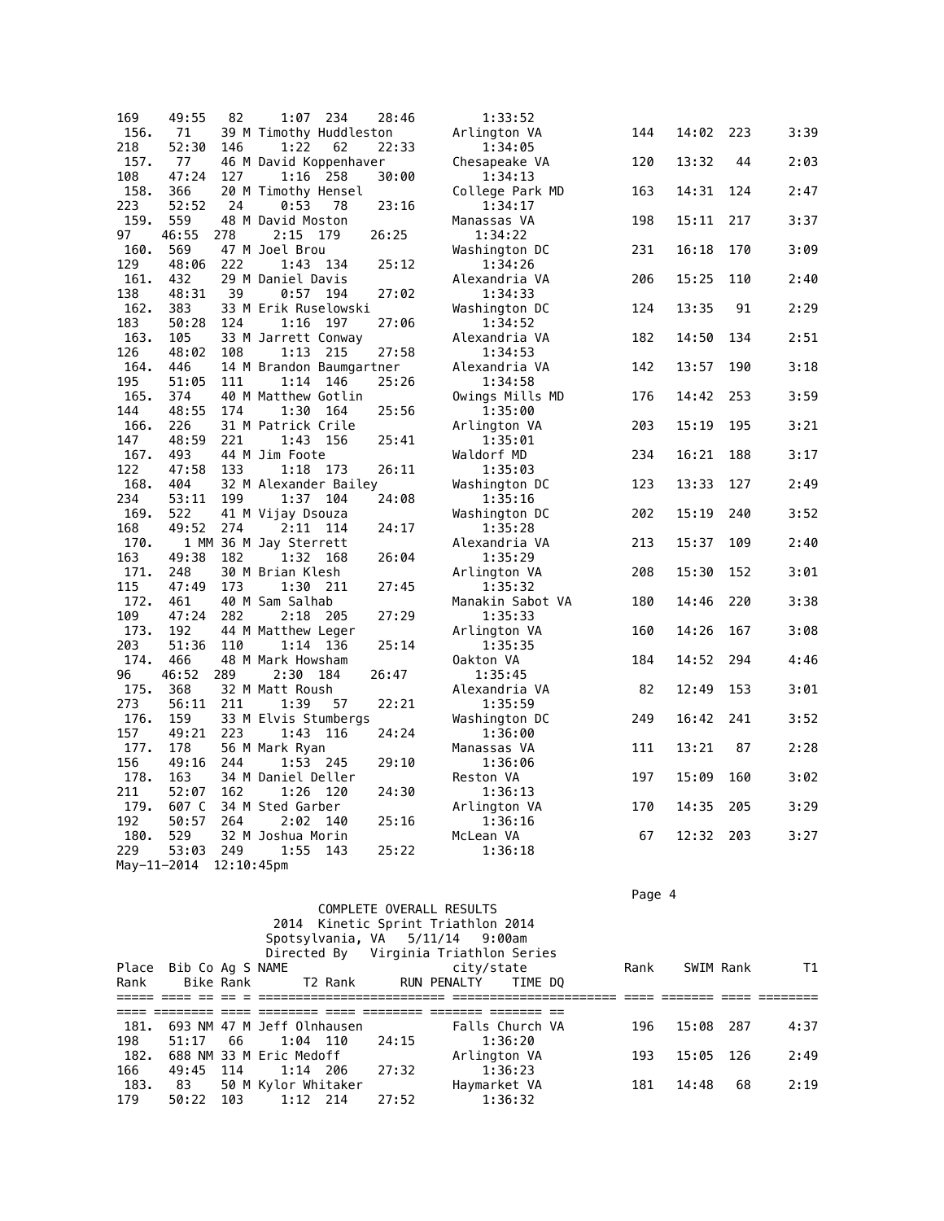| Place | Bib | Co | Ag | S | NAME | city/state | Rank | SWIM | Rank | T1 | Rank | Bike | Rank | T2 | Rank | RUN | PENALTY | TIME | DQ |
|---|---|---|---|---|---|---|---|---|---|---|---|---|---|---|---|---|---|---|---|
| | | | | | | | | | | | 169 | 49:55 | 82 | 1:07 | 234 | 28:46 | | 1:33:52 | |
| 156. | 71 | | 39 | M | Timothy Huddleston | Arlington VA | 144 | 14:02 | 223 | 3:39 | 218 | 52:30 | 146 | 1:22 | 62 | 22:33 | | 1:34:05 | |
| 157. | 77 | | 46 | M | David Koppenhaver | Chesapeake VA | 120 | 13:32 | 44 | 2:03 | 108 | 47:24 | 127 | 1:16 | 258 | 30:00 | | 1:34:13 | |
| 158. | 366 | | 20 | M | Timothy Hensel | College Park MD | 163 | 14:31 | 124 | 2:47 | 223 | 52:52 | 24 | 0:53 | 78 | 23:16 | | 1:34:17 | |
| 159. | 559 | | 48 | M | David Moston | Manassas VA | 198 | 15:11 | 217 | 3:37 | 97 | 46:55 | 278 | 2:15 | 179 | 26:25 | | 1:34:22 | |
| 160. | 569 | | 47 | M | Joel Brou | Washington DC | 231 | 16:18 | 170 | 3:09 | 129 | 48:06 | 222 | 1:43 | 134 | 25:12 | | 1:34:26 | |
| 161. | 432 | | 29 | M | Daniel Davis | Alexandria VA | 206 | 15:25 | 110 | 2:40 | 138 | 48:31 | 39 | 0:57 | 194 | 27:02 | | 1:34:33 | |
| 162. | 383 | | 33 | M | Erik Ruselowski | Washington DC | 124 | 13:35 | 91 | 2:29 | 183 | 50:28 | 124 | 1:16 | 197 | 27:06 | | 1:34:52 | |
| 163. | 105 | | 33 | M | Jarrett Conway | Alexandria VA | 182 | 14:50 | 134 | 2:51 | 126 | 48:02 | 108 | 1:13 | 215 | 27:58 | | 1:34:53 | |
| 164. | 446 | | 14 | M | Brandon Baumgartner | Alexandria VA | 142 | 13:57 | 190 | 3:18 | 195 | 51:05 | 111 | 1:14 | 146 | 25:26 | | 1:34:58 | |
| 165. | 374 | | 40 | M | Matthew Gotlin | Owings Mills MD | 176 | 14:42 | 253 | 3:59 | 144 | 48:55 | 174 | 1:30 | 164 | 25:56 | | 1:35:00 | |
| 166. | 226 | | 31 | M | Patrick Crile | Arlington VA | 203 | 15:19 | 195 | 3:21 | 147 | 48:59 | 221 | 1:43 | 156 | 25:41 | | 1:35:01 | |
| 167. | 493 | | 44 | M | Jim Foote | Waldorf MD | 234 | 16:21 | 188 | 3:17 | 122 | 47:58 | 133 | 1:18 | 173 | 26:11 | | 1:35:03 | |
| 168. | 404 | | 32 | M | Alexander Bailey | Washington DC | 123 | 13:33 | 127 | 2:49 | 234 | 53:11 | 199 | 1:37 | 104 | 24:08 | | 1:35:16 | |
| 169. | 522 | | 41 | M | Vijay Dsouza | Washington DC | 202 | 15:19 | 240 | 3:52 | 168 | 49:52 | 274 | 2:11 | 114 | 24:17 | | 1:35:28 | |
| 170. | 1 | MM | 36 | M | Jay Sterrett | Alexandria VA | 213 | 15:37 | 109 | 2:40 | 163 | 49:38 | 182 | 1:32 | 168 | 26:04 | | 1:35:29 | |
| 171. | 248 | | 30 | M | Brian Klesh | Arlington VA | 208 | 15:30 | 152 | 3:01 | 115 | 47:49 | 173 | 1:30 | 211 | 27:45 | | 1:35:32 | |
| 172. | 461 | | 40 | M | Sam Salhab | Manakin Sabot VA | 180 | 14:46 | 220 | 3:38 | 109 | 47:24 | 282 | 2:18 | 205 | 27:29 | | 1:35:33 | |
| 173. | 192 | | 44 | M | Matthew Leger | Arlington VA | 160 | 14:26 | 167 | 3:08 | 203 | 51:36 | 110 | 1:14 | 136 | 25:14 | | 1:35:35 | |
| 174. | 466 | | 48 | M | Mark Howsham | Oakton VA | 184 | 14:52 | 294 | 4:46 | 96 | 46:52 | 289 | 2:30 | 184 | 26:47 | | 1:35:45 | |
| 175. | 368 | | 32 | M | Matt Roush | Alexandria VA | 82 | 12:49 | 153 | 3:01 | 273 | 56:11 | 211 | 1:39 | 57 | 22:21 | | 1:35:59 | |
| 176. | 159 | | 33 | M | Elvis Stumbergs | Washington DC | 249 | 16:42 | 241 | 3:52 | 157 | 49:21 | 223 | 1:43 | 116 | 24:24 | | 1:36:00 | |
| 177. | 178 | | 56 | M | Mark Ryan | Manassas VA | 111 | 13:21 | 87 | 2:28 | 156 | 49:16 | 244 | 1:53 | 245 | 29:10 | | 1:36:06 | |
| 178. | 163 | | 34 | M | Daniel Deller | Reston VA | 197 | 15:09 | 160 | 3:02 | 211 | 52:07 | 162 | 1:26 | 120 | 24:30 | | 1:36:13 | |
| 179. | 607 | C | 34 | M | Sted Garber | Arlington VA | 170 | 14:35 | 205 | 3:29 | 192 | 50:57 | 264 | 2:02 | 140 | 25:16 | | 1:36:16 | |
| 180. | 529 | | 32 | M | Joshua Morin | McLean VA | 67 | 12:32 | 203 | 3:27 | 229 | 53:03 | 249 | 1:55 | 143 | 25:22 | | 1:36:18 | |
| 181. | 693 | NM | 47 | M | Jeff Olnhausen | Falls Church VA | 196 | 15:08 | 287 | 4:37 | 198 | 51:17 | 66 | 1:04 | 110 | 24:15 | | 1:36:20 | |
| 182. | 688 | NM | 33 | M | Eric Medoff | Arlington VA | 193 | 15:05 | 126 | 2:49 | 166 | 49:45 | 114 | 1:14 | 206 | 27:32 | | 1:36:23 | |
| 183. | 83 | | 50 | M | Kylor Whitaker | Haymarket VA | 181 | 14:48 | 68 | 2:19 | 179 | 50:22 | 103 | 1:12 | 214 | 27:52 | | 1:36:32 | |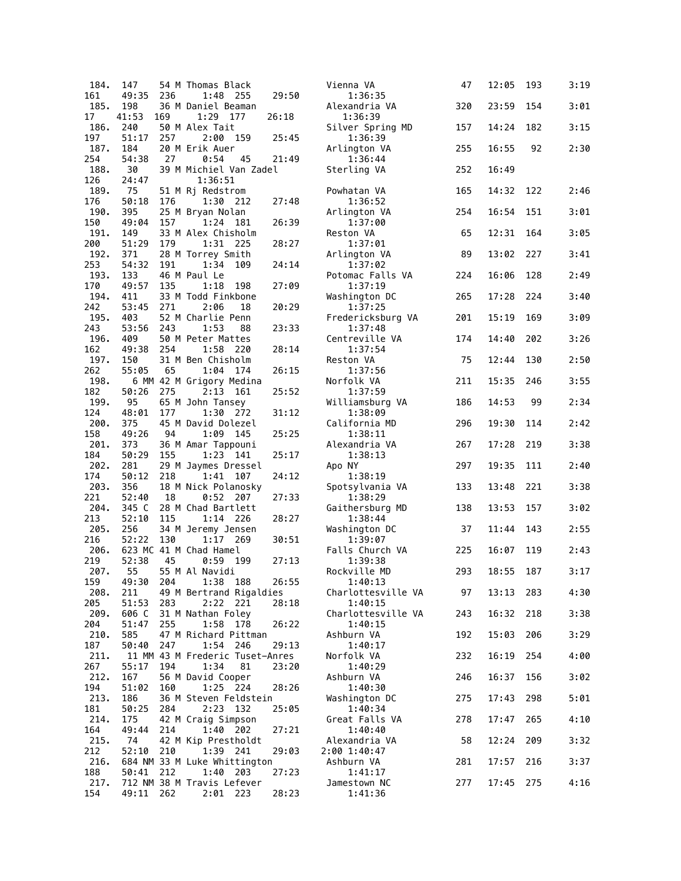```
 184.  147     54 M Thomas Black                  Vienna VA             47    12:05  193     3:19
161    49:35  236     1:48  255      29:50          1:36:35
 185.  198     36 M Daniel Beaman                 Alexandria VA        320    23:59  154     3:01
17    41:53  169     1:29  177      26:18          1:36:39
 186.  240     50 M Alex Tait                     Silver Spring MD     157    14:24  182     3:15
197    51:17  257     2:00  159      25:45          1:36:39
 187.  184     20 M Erik Auer                     Arlington VA         255    16:55   92     2:30
254    54:38   27     0:54   45      21:49          1:36:44
 188.  30      39 M Michiel Van Zadel             Sterling VA          252    16:49
126    24:47          1:36:51
 189.  75      51 M Rj Redstrom                   Powhatan VA          165    14:32  122     2:46
176    50:18  176     1:30  212      27:48          1:36:52
 190.  395     25 M Bryan Nolan                   Arlington VA         254    16:54  151     3:01
150    49:04  157     1:24  181      26:39          1:37:00
 191.  149     33 M Alex Chisholm                 Reston VA             65    12:31  164     3:05
200    51:29  179     1:31  225      28:27          1:37:01
 192.  371     28 M Torrey Smith                  Arlington VA          89    13:02  227     3:41
253    54:32  191     1:34  109      24:14          1:37:02
 193.  133     46 M Paul Le                       Potomac Falls VA     224    16:06  128     2:49
170    49:57  135     1:18  198      27:09          1:37:19
 194.  411     33 M Todd Finkbone                 Washington DC        265    17:28  224     3:40
242    53:45  271     2:06   18      20:29          1:37:25
 195.  403     52 M Charlie Penn                  Fredericksburg VA    201    15:19  169     3:09
243    53:56  243     1:53   88      23:33          1:37:48
 196.  409     50 M Peter Mattes                  Centreville VA       174    14:40  202     3:26
162    49:38  254     1:58  220      28:14          1:37:54
 197.  150     31 M Ben Chisholm                  Reston VA             75    12:44  130     2:50
262    55:05   65     1:04  174      26:15          1:37:56
 198.   6 MM 42 M Grigory Medina                  Norfolk VA           211    15:35  246     3:55
182    50:26  275     2:13  161      25:52          1:37:59
 199.  95      65 M John Tansey                   Williamsburg VA      186    14:53   99     2:34
124    48:01  177     1:30  272      31:12          1:38:09
 200.  375     45 M David Dolezel                 California MD        296    19:30  114     2:42
158    49:26   94     1:09  145      25:25          1:38:11
 201.  373     36 M Amar Tappouni                 Alexandria VA        267    17:28  219     3:38
184    50:29  155     1:23  141      25:17          1:38:13
 202.  281     29 M Jaymes Dressel                Apo NY               297    19:35  111     2:40
174    50:12  218     1:41  107      24:12          1:38:19
 203.  356     18 M Nick Polanosky                Spotsylvania VA      133    13:48  221     3:38
221    52:40   18     0:52  207      27:33          1:38:29
 204.  345 C   28 M Chad Bartlett                 Gaithersburg MD      138    13:53  157     3:02
213    52:10  115     1:14  226      28:27          1:38:44
 205.  256     34 M Jeremy Jensen                 Washington DC         37    11:44  143     2:55
216    52:22  130     1:17  269      30:51          1:39:07
 206.  623 MC 41 M Chad Hamel                     Falls Church VA      225    16:07  119     2:43
219    52:38   45     0:59  199      27:13          1:39:38
 207.  55      55 M Al Navidi                     Rockville MD         293    18:55  187     3:17
159    49:30  204     1:38  188      26:55          1:40:13
 208.  211     49 M Bertrand Rigaldies            Charlottesville VA    97    13:13  283     4:30
205    51:53  283     2:22  221      28:18          1:40:15
 209.  606 C   31 M Nathan Foley                  Charlottesville VA   243    16:32  218     3:38
204    51:47  255     1:58  178      26:22          1:40:15
 210.  585     47 M Richard Pittman               Ashburn VA           192    15:03  206     3:29
187    50:40  247     1:54  246      29:13          1:40:17
 211.  11 MM 43 M Frederic Tuset-Anres            Norfolk VA           232    16:19  254     4:00
267    55:17  194     1:34   81      23:20          1:40:29
 212.  167     56 M David Cooper                  Ashburn VA           246    16:37  156     3:02
194    51:02  160     1:25  224      28:26          1:40:30
 213.  186     36 M Steven Feldstein              Washington DC        275    17:43  298     5:01
181    50:25  284     2:23  132      25:05          1:40:34
 214.  175     42 M Craig Simpson                 Great Falls VA       278    17:47  265     4:10
164    49:44  214     1:40  202      27:21          1:40:40
 215.  74      42 M Kip Prestholdt                Alexandria VA         58    12:24  209     3:32
212    52:10  210     1:39  241      29:03      2:00 1:40:47
 216.  684 NM 33 M Luke Whittington               Ashburn VA           281    17:57  216     3:37
188    50:41  212     1:40  203      27:23          1:41:17
 217.  712 NM 38 M Travis Lefever                 Jamestown NC         277    17:45  275     4:16
154    49:11  262     2:01  223      28:23          1:41:36
```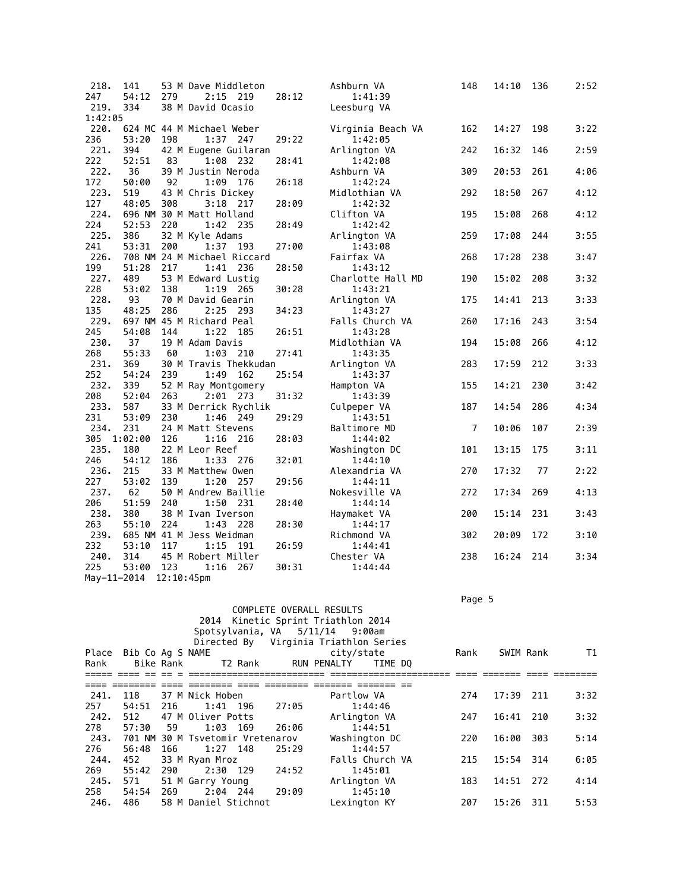| Place | Bib | Co | Ag | S | NAME | city/state | Rank | SWIM | Rank | T1 | Rank | Bike | Rank | T2 | Rank | RUN | PENALTY | TIME | DQ |
|---|---|---|---|---|---|---|---|---|---|---|---|---|---|---|---|---|---|---|---|
| 218. | 141 | | 53 | M | Dave Middleton | Ashburn VA | 148 | 14:10 | 136 | 2:52 | 247 | 54:12 | 279 | 2:15 | 219 | 28:12 | | 1:41:39 | |
| 219. | 334 | | 38 | M | David Ocasio | Leesburg VA | | | | | | | | | | | | 1:42:05 | |
| 220. | 624 | MC | 44 | M | Michael Weber | Virginia Beach VA | 162 | 14:27 | 198 | 3:22 | 236 | 53:20 | 198 | 1:37 | 247 | 29:22 | | 1:42:05 | |
| 221. | 394 | | 42 | M | Eugene Guilaran | Arlington VA | 242 | 16:32 | 146 | 2:59 | 222 | 52:51 | 83 | 1:08 | 232 | 28:41 | | 1:42:08 | |
| 222. | 36 | | 39 | M | Justin Neroda | Ashburn VA | 309 | 20:53 | 261 | 4:06 | 172 | 50:00 | 92 | 1:09 | 176 | 26:18 | | 1:42:24 | |
| 223. | 519 | | 43 | M | Chris Dickey | Midlothian VA | 292 | 18:50 | 267 | 4:12 | 127 | 48:05 | 308 | 3:18 | 217 | 28:09 | | 1:42:32 | |
| 224. | 696 | NM | 30 | M | Matt Holland | Clifton VA | 195 | 15:08 | 268 | 4:12 | 224 | 52:53 | 220 | 1:42 | 235 | 28:49 | | 1:42:42 | |
| 225. | 386 | | 32 | M | Kyle Adams | Arlington VA | 259 | 17:08 | 244 | 3:55 | 241 | 53:31 | 200 | 1:37 | 193 | 27:00 | | 1:43:08 | |
| 226. | 708 | NM | 24 | M | Michael Riccard | Fairfax VA | 268 | 17:28 | 238 | 3:47 | 199 | 51:28 | 217 | 1:41 | 236 | 28:50 | | 1:43:12 | |
| 227. | 489 | | 53 | M | Edward Lustig | Charlotte Hall MD | 190 | 15:02 | 208 | 3:32 | 228 | 53:02 | 138 | 1:19 | 265 | 30:28 | | 1:43:21 | |
| 228. | 93 | | 70 | M | David Gearin | Arlington VA | 175 | 14:41 | 213 | 3:33 | 135 | 48:25 | 286 | 2:25 | 293 | 34:23 | | 1:43:27 | |
| 229. | 697 | NM | 45 | M | Richard Peal | Falls Church VA | 260 | 17:16 | 243 | 3:54 | 245 | 54:08 | 144 | 1:22 | 185 | 26:51 | | 1:43:28 | |
| 230. | 37 | | 19 | M | Adam Davis | Midlothian VA | 194 | 15:08 | 266 | 4:12 | 268 | 55:33 | 60 | 1:03 | 210 | 27:41 | | 1:43:35 | |
| 231. | 369 | | 30 | M | Travis Thekkudan | Arlington VA | 283 | 17:59 | 212 | 3:33 | 252 | 54:24 | 239 | 1:49 | 162 | 25:54 | | 1:43:37 | |
| 232. | 339 | | 52 | M | Ray Montgomery | Hampton VA | 155 | 14:21 | 230 | 3:42 | 208 | 52:04 | 263 | 2:01 | 273 | 31:32 | | 1:43:39 | |
| 233. | 587 | | 33 | M | Derrick Rychlik | Culpeper VA | 187 | 14:54 | 286 | 4:34 | 231 | 53:09 | 230 | 1:46 | 249 | 29:29 | | 1:43:51 | |
| 234. | 231 | | 24 | M | Matt Stevens | Baltimore MD | 7 | 10:06 | 107 | 2:39 | 305 | 1:02:00 | 126 | 1:16 | 216 | 28:03 | | 1:44:02 | |
| 235. | 180 | | 22 | M | Leor Reef | Washington DC | 101 | 13:15 | 175 | 3:11 | 246 | 54:12 | 186 | 1:33 | 276 | 32:01 | | 1:44:10 | |
| 236. | 215 | | 33 | M | Matthew Owen | Alexandria VA | 270 | 17:32 | 77 | 2:22 | 227 | 53:02 | 139 | 1:20 | 257 | 29:56 | | 1:44:11 | |
| 237. | 62 | | 50 | M | Andrew Baillie | Nokesville VA | 272 | 17:34 | 269 | 4:13 | 206 | 51:59 | 240 | 1:50 | 231 | 28:40 | | 1:44:14 | |
| 238. | 380 | | 38 | M | Ivan Iverson | Haymaket VA | 200 | 15:14 | 231 | 3:43 | 263 | 55:10 | 224 | 1:43 | 228 | 28:30 | | 1:44:17 | |
| 239. | 685 | NM | 41 | M | Jess Weidman | Richmond VA | 302 | 20:09 | 172 | 3:10 | 232 | 53:10 | 117 | 1:15 | 191 | 26:59 | | 1:44:41 | |
| 240. | 314 | | 45 | M | Robert Miller | Chester VA | 238 | 16:24 | 214 | 3:34 | 225 | 53:00 | 123 | 1:16 | 267 | 30:31 | | 1:44:44 | |

May-11-2014 12:10:45pm

COMPLETE OVERALL RESULTS
2014 Kinetic Sprint Triathlon 2014
Spotsylvania, VA 5/11/14 9:00am
Directed By Virginia Triathlon Series

| Place | Bib | Co | Ag | S | NAME | city/state | Rank | SWIM | Rank | T1 | Rank | Bike | Rank | T2 | Rank | RUN | PENALTY | TIME | DQ |
|---|---|---|---|---|---|---|---|---|---|---|---|---|---|---|---|---|---|---|---|
| 241. | 118 | | 37 | M | Nick Hoben | Partlow VA | 274 | 17:39 | 211 | 3:32 | 257 | 54:51 | 216 | 1:41 | 196 | 27:05 | | 1:44:46 | |
| 242. | 512 | | 47 | M | Oliver Potts | Arlington VA | 247 | 16:41 | 210 | 3:32 | 278 | 57:30 | 59 | 1:03 | 169 | 26:06 | | 1:44:51 | |
| 243. | 701 | NM | 30 | M | Tsvetomir Vretenarov | Washington DC | 220 | 16:00 | 303 | 5:14 | 276 | 56:48 | 166 | 1:27 | 148 | 25:29 | | 1:44:57 | |
| 244. | 452 | | 33 | M | Ryan Mroz | Falls Church VA | 215 | 15:54 | 314 | 6:05 | 269 | 55:42 | 290 | 2:30 | 129 | 24:52 | | 1:45:01 | |
| 245. | 571 | | 51 | M | Garry Young | Arlington VA | 183 | 14:51 | 272 | 4:14 | 258 | 54:54 | 269 | 2:04 | 244 | 29:09 | | 1:45:10 | |
| 246. | 486 | | 58 | M | Daniel Stichnot | Lexington KY | 207 | 15:26 | 311 | 5:53 | | | | | | | | | |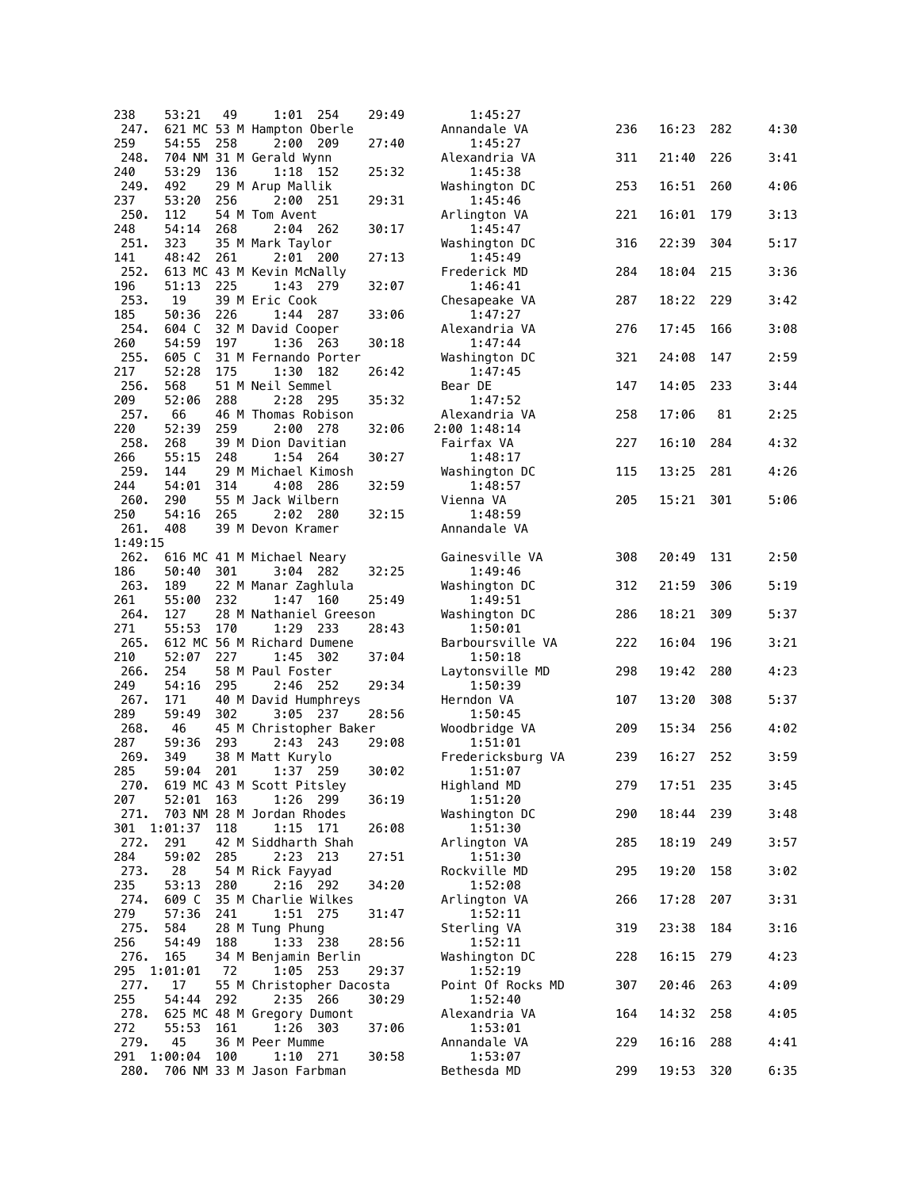```
238    53:21   49    1:01  254     29:49          1:45:27
 247.  621 MC 53 M Hampton Oberle             Annandale VA           236    16:23  282      4:30
259    54:55  258    2:00  209     27:40          1:45:27
 248.  704 NM 31 M Gerald Wynn                Alexandria VA          311    21:40  226      3:41
240    53:29  136    1:18  152     25:32          1:45:38
 249.  492    29 M Arup Mallik                Washington DC          253    16:51  260      4:06
237    53:20  256    2:00  251     29:31          1:45:46
 250.  112    54 M Tom Avent                  Arlington VA           221    16:01  179      3:13
248    54:14  268    2:04  262     30:17          1:45:47
 251.  323    35 M Mark Taylor                Washington DC          316    22:39  304      5:17
141    48:42  261    2:01  200     27:13          1:45:49
 252.  613 MC 43 M Kevin McNally              Frederick MD           284    18:04  215      3:36
196    51:13  225    1:43  279     32:07          1:46:41
 253.   19    39 M Eric Cook                  Chesapeake VA          287    18:22  229      3:42
185    50:36  226    1:44  287     33:06          1:47:27
 254.  604 C  32 M David Cooper               Alexandria VA          276    17:45  166      3:08
260    54:59  197    1:36  263     30:18          1:47:44
 255.  605 C  31 M Fernando Porter            Washington DC          321    24:08  147      2:59
217    52:28  175    1:30  182     26:42          1:47:45
 256.  568    51 M Neil Semmel                Bear DE                147    14:05  233      3:44
209    52:06  288    2:28  295     35:32          1:47:52
 257.   66    46 M Thomas Robison             Alexandria VA          258    17:06   81      2:25
220    52:39  259    2:00  278     32:06       2:00 1:48:14
 258.  268    39 M Dion Davitian              Fairfax VA             227    16:10  284      4:32
266    55:15  248    1:54  264     30:27          1:48:17
 259.  144    29 M Michael Kimosh             Washington DC          115    13:25  281      4:26
244    54:01  314    4:08  286     32:59          1:48:57
 260.  290    55 M Jack Wilbern               Vienna VA              205    15:21  301      5:06
250    54:16  265    2:02  280     32:15          1:48:59
 261.  408    39 M Devon Kramer               Annandale VA
1:49:15
 262.  616 MC 41 M Michael Neary              Gainesville VA         308    20:49  131      2:50
186    50:40  301    3:04  282     32:25          1:49:46
 263.  189    22 M Manar Zaghlula             Washington DC          312    21:59  306      5:19
261    55:00  232    1:47  160     25:49          1:49:51
 264.  127    28 M Nathaniel Greeson          Washington DC          286    18:21  309      5:37
271    55:53  170    1:29  233     28:43          1:50:01
 265.  612 MC 56 M Richard Dumene             Barboursville VA       222    16:04  196      3:21
210    52:07  227    1:45  302     37:04          1:50:18
 266.  254    58 M Paul Foster                Laytonsville MD        298    19:42  280      4:23
249    54:16  295    2:46  252     29:34          1:50:39
 267.  171    40 M David Humphreys            Herndon VA             107    13:20  308      5:37
289    59:49  302    3:05  237     28:56          1:50:45
 268.   46    45 M Christopher Baker          Woodbridge VA          209    15:34  256      4:02
287    59:36  293    2:43  243     29:08          1:51:01
 269.  349    38 M Matt Kurylo                Fredericksburg VA      239    16:27  252      3:59
285    59:04  201    1:37  259     30:02          1:51:07
 270.  619 MC 43 M Scott Pitsley              Highland MD            279    17:51  235      3:45
207    52:01  163    1:26  299     36:19          1:51:20
 271.  703 NM 28 M Jordan Rhodes              Washington DC          290    18:44  239      3:48
301  1:01:37  118    1:15  171     26:08          1:51:30
 272.  291    42 M Siddharth Shah             Arlington VA           285    18:19  249      3:57
284    59:02  285    2:23  213     27:51          1:51:30
 273.   28    54 M Rick Fayyad                Rockville MD           295    19:20  158      3:02
235    53:13  280    2:16  292     34:20          1:52:08
 274.  609 C  35 M Charlie Wilkes             Arlington VA           266    17:28  207      3:31
279    57:36  241    1:51  275     31:47          1:52:11
 275.  584    28 M Tung Phung                 Sterling VA            319    23:38  184      3:16
256    54:49  188    1:33  238     28:56          1:52:11
 276.  165    34 M Benjamin Berlin            Washington DC          228    16:15  279      4:23
295  1:01:01   72    1:05  253     29:37          1:52:19
 277.   17    55 M Christopher Dacosta        Point Of Rocks MD      307    20:46  263      4:09
255    54:44  292    2:35  266     30:29          1:52:40
 278.  625 MC 48 M Gregory Dumont             Alexandria VA          164    14:32  258      4:05
272    55:53  161    1:26  303     37:06          1:53:01
 279.   45    36 M Peer Mumme                 Annandale VA           229    16:16  288      4:41
291  1:00:04  100    1:10  271     30:58          1:53:07
 280.  706 NM 33 M Jason Farbman              Bethesda MD            299    19:53  320      6:35
```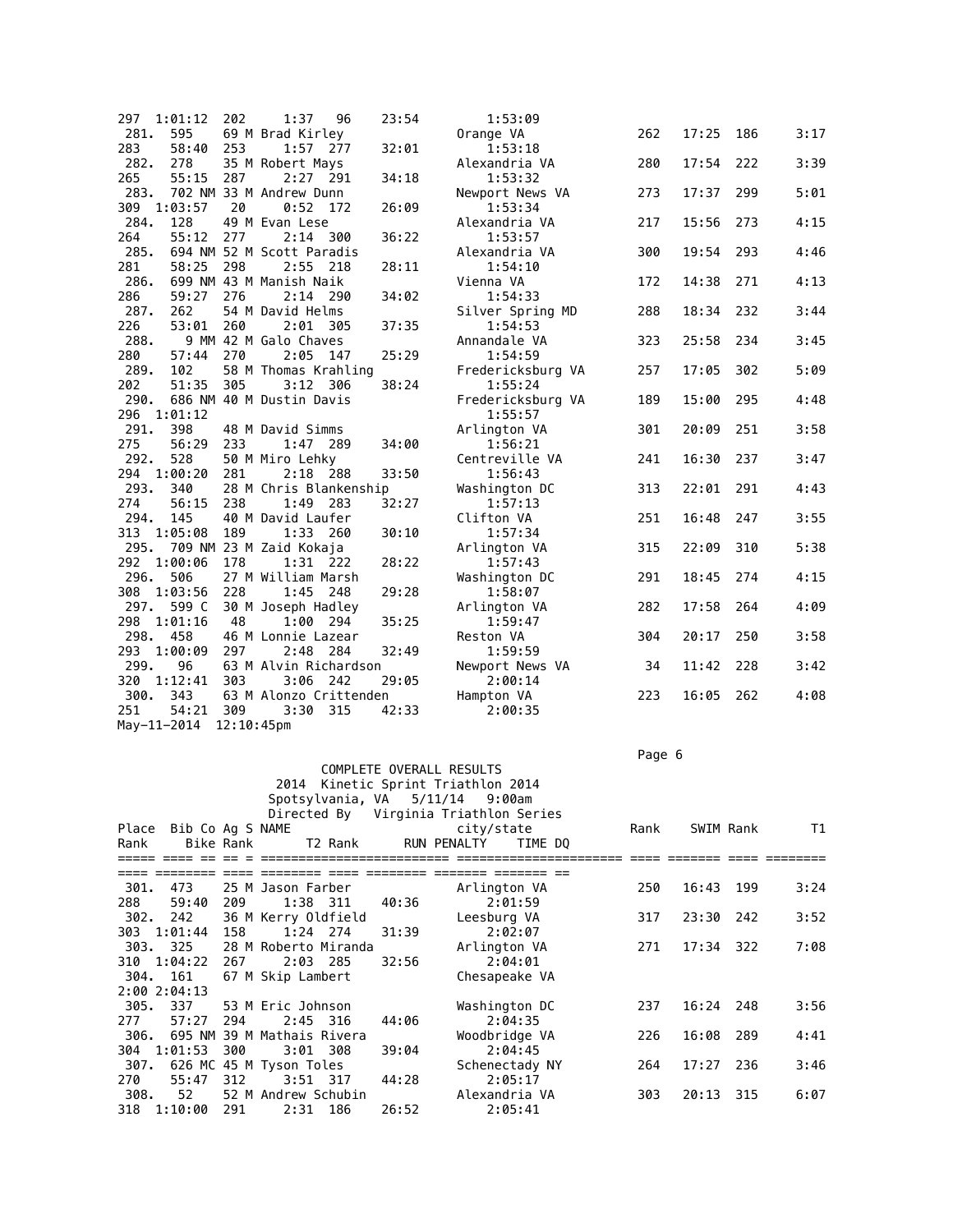COMPLETE OVERALL RESULTS

2014 Kinetic Sprint Triathlon 2014

Spotsylvania, VA 5/11/14 9:00am

Directed By Virginia Triathlon Series

| Place | Bib | Co | Ag | S | NAME | city/state | Rank | SWIM | Rank | T1 | Rank | Bike | Rank | T2 | Rank | RUN | PENALTY | TIME | DQ |
|---|---|---|---|---|---|---|---|---|---|---|---|---|---|---|---|---|---|---|---|
| | | | | | | | | | | | 297 | 1:01:12 | 202 | 1:37 | 96 | 23:54 | | 1:53:09 | |
| 281. | 595 | | 69 | M | Brad Kirley | Orange VA | 262 | 17:25 | 186 | 3:17 | 283 | 58:40 | 253 | 1:57 | 277 | 32:01 | | 1:53:18 | |
| 282. | 278 | | 35 | M | Robert Mays | Alexandria VA | 280 | 17:54 | 222 | 3:39 | 265 | 55:15 | 287 | 2:27 | 291 | 34:18 | | 1:53:32 | |
| 283. | 702 | NM | 33 | M | Andrew Dunn | Newport News VA | 273 | 17:37 | 299 | 5:01 | 309 | 1:03:57 | 20 | 0:52 | 172 | 26:09 | | 1:53:34 | |
| 284. | 128 | | 49 | M | Evan Lese | Alexandria VA | 217 | 15:56 | 273 | 4:15 | 264 | 55:12 | 277 | 2:14 | 300 | 36:22 | | 1:53:57 | |
| 285. | 694 | NM | 52 | M | Scott Paradis | Alexandria VA | 300 | 19:54 | 293 | 4:46 | 281 | 58:25 | 298 | 2:55 | 218 | 28:11 | | 1:54:10 | |
| 286. | 699 | NM | 43 | M | Manish Naik | Vienna VA | 172 | 14:38 | 271 | 4:13 | 286 | 59:27 | 276 | 2:14 | 290 | 34:02 | | 1:54:33 | |
| 287. | 262 | | 54 | M | David Helms | Silver Spring MD | 288 | 18:34 | 232 | 3:44 | 226 | 53:01 | 260 | 2:01 | 305 | 37:35 | | 1:54:53 | |
| 288. | 9 | MM | 42 | M | Galo Chaves | Annandale VA | 323 | 25:58 | 234 | 3:45 | 280 | 57:44 | 270 | 2:05 | 147 | 25:29 | | 1:54:59 | |
| 289. | 102 | | 58 | M | Thomas Krahling | Fredericksburg VA | 257 | 17:05 | 302 | 5:09 | 202 | 51:35 | 305 | 3:12 | 306 | 38:24 | | 1:55:24 | |
| 290. | 686 | NM | 40 | M | Dustin Davis | Fredericksburg VA | 189 | 15:00 | 295 | 4:48 | 296 | 1:01:12 | | | | | | 1:55:57 | |
| 291. | 398 | | 48 | M | David Simms | Arlington VA | 301 | 20:09 | 251 | 3:58 | 275 | 56:29 | 233 | 1:47 | 289 | 34:00 | | 1:56:21 | |
| 292. | 528 | | 50 | M | Miro Lehky | Centreville VA | 241 | 16:30 | 237 | 3:47 | 294 | 1:00:20 | 281 | 2:18 | 288 | 33:50 | | 1:56:43 | |
| 293. | 340 | | 28 | M | Chris Blankenship | Washington DC | 313 | 22:01 | 291 | 4:43 | 274 | 56:15 | 238 | 1:49 | 283 | 32:27 | | 1:57:13 | |
| 294. | 145 | | 40 | M | David Laufer | Clifton VA | 251 | 16:48 | 247 | 3:55 | 313 | 1:05:08 | 189 | 1:33 | 260 | 30:10 | | 1:57:34 | |
| 295. | 709 | NM | 23 | M | Zaid Kokaja | Arlington VA | 315 | 22:09 | 310 | 5:38 | 292 | 1:00:06 | 178 | 1:31 | 222 | 28:22 | | 1:57:43 | |
| 296. | 506 | | 27 | M | William Marsh | Washington DC | 291 | 18:45 | 274 | 4:15 | 308 | 1:03:56 | 228 | 1:45 | 248 | 29:28 | | 1:58:07 | |
| 297. | 599 | C | 30 | M | Joseph Hadley | Arlington VA | 282 | 17:58 | 264 | 4:09 | 298 | 1:01:16 | 48 | 1:00 | 294 | 35:25 | | 1:59:47 | |
| 298. | 458 | | 46 | M | Lonnie Lazear | Reston VA | 304 | 20:17 | 250 | 3:58 | 293 | 1:00:09 | 297 | 2:48 | 284 | 32:49 | | 1:59:59 | |
| 299. | 96 | | 63 | M | Alvin Richardson | Newport News VA | 34 | 11:42 | 228 | 3:42 | 320 | 1:12:41 | 303 | 3:06 | 242 | 29:05 | | 2:00:14 | |
| 300. | 343 | | 63 | M | Alonzo Crittenden | Hampton VA | 223 | 16:05 | 262 | 4:08 | 251 | 54:21 | 309 | 3:30 | 315 | 42:33 | | 2:00:35 | |
| 301. | 473 | | 25 | M | Jason Farber | Arlington VA | 250 | 16:43 | 199 | 3:24 | 288 | 59:40 | 209 | 1:38 | 311 | 40:36 | | 2:01:59 | |
| 302. | 242 | | 36 | M | Kerry Oldfield | Leesburg VA | 317 | 23:30 | 242 | 3:52 | 303 | 1:01:44 | 158 | 1:24 | 274 | 31:39 | | 2:02:07 | |
| 303. | 325 | | 28 | M | Roberto Miranda | Arlington VA | 271 | 17:34 | 322 | 7:08 | 310 | 1:04:22 | 267 | 2:03 | 285 | 32:56 | | 2:04:01 | |
| 304. | 161 | | 67 | M | Skip Lambert | Chesapeake VA | | | | | | | | | | | 2:00 | 2:04:13 | |
| 305. | 337 | | 53 | M | Eric Johnson | Washington DC | 237 | 16:24 | 248 | 3:56 | 277 | 57:27 | 294 | 2:45 | 316 | 44:06 | | 2:04:35 | |
| 306. | 695 | NM | 39 | M | Mathais Rivera | Woodbridge VA | 226 | 16:08 | 289 | 4:41 | 304 | 1:01:53 | 300 | 3:01 | 308 | 39:04 | | 2:04:45 | |
| 307. | 626 | MC | 45 | M | Tyson Toles | Schenectady NY | 264 | 17:27 | 236 | 3:46 | 270 | 55:47 | 312 | 3:51 | 317 | 44:28 | | 2:05:17 | |
| 308. | 52 | | 52 | M | Andrew Schubin | Alexandria VA | 303 | 20:13 | 315 | 6:07 | 318 | 1:10:00 | 291 | 2:31 | 186 | 26:52 | | 2:05:41 | |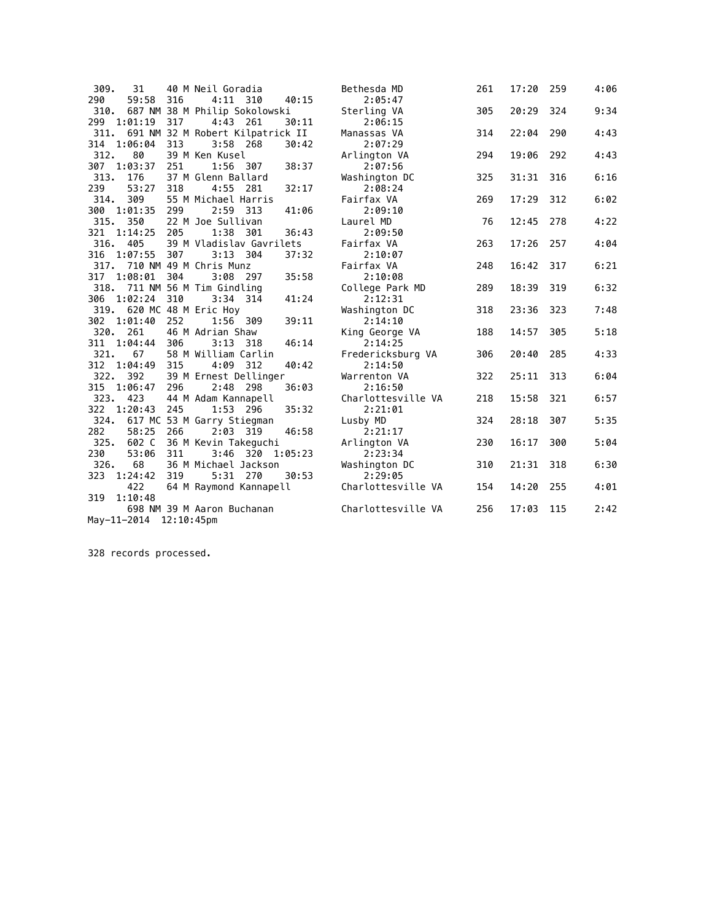```
 309.   31    40 M Neil Goradia              Bethesda MD          261   17:20  259     4:06
290    59:58  316     4:11  310     40:15       2:05:47
 310.  687 NM 38 M Philip Sokolowski         Sterling VA          305   20:29  324     9:34
299  1:01:19  317     4:43  261     30:11       2:06:15
 311.  691 NM 32 M Robert Kilpatrick II      Manassas VA          314   22:04  290     4:43
314  1:06:04  313     3:58  268     30:42       2:07:29
 312.   80    39 M Ken Kusel                 Arlington VA         294   19:06  292     4:43
307  1:03:37  251     1:56  307     38:37       2:07:56
 313.  176    37 M Glenn Ballard             Washington DC        325   31:31  316     6:16
239    53:27  318     4:55  281     32:17       2:08:24
 314.  309    55 M Michael Harris            Fairfax VA           269   17:29  312     6:02
300  1:01:35  299     2:59  313     41:06       2:09:10
 315.  350    22 M Joe Sullivan              Laurel MD             76   12:45  278     4:22
321  1:14:25  205     1:38  301     36:43       2:09:50
 316.  405    39 M Vladislav Gavrilets       Fairfax VA           263   17:26  257     4:04
316  1:07:55  307     3:13  304     37:32       2:10:07
 317.  710 NM 49 M Chris Munz                Fairfax VA           248   16:42  317     6:21
317  1:08:01  304     3:08  297     35:58       2:10:08
 318.  711 NM 56 M Tim Gindling              College Park MD      289   18:39  319     6:32
306  1:02:24  310     3:34  314     41:24       2:12:31
 319.  620 MC 48 M Eric Hoy                  Washington DC        318   23:36  323     7:48
302  1:01:40  252     1:56  309     39:11       2:14:10
 320.  261    46 M Adrian Shaw               King George VA       188   14:57  305     5:18
311  1:04:44  306     3:13  318     46:14       2:14:25
 321.   67    58 M William Carlin            Fredericksburg VA    306   20:40  285     4:33
312  1:04:49  315     4:09  312     40:42       2:14:50
 322.  392    39 M Ernest Dellinger          Warrenton VA         322   25:11  313     6:04
315  1:06:47  296     2:48  298     36:03       2:16:50
 323.  423    44 M Adam Kannapell            Charlottesville VA   218   15:58  321     6:57
322  1:20:43  245     1:53  296     35:32       2:21:01
 324.  617 MC 53 M Garry Stiegman            Lusby MD             324   28:18  307     5:35
282    58:25  266     2:03  319     46:58       2:21:17
 325.  602 C  36 M Kevin Takeguchi           Arlington VA         230   16:17  300     5:04
230    53:06  311     3:46  320  1:05:23       2:23:34
 326.   68    36 M Michael Jackson           Washington DC        310   21:31  318     6:30
323  1:24:42  319     5:31  270     30:53       2:29:05
       422    64 M Raymond Kannapell         Charlottesville VA   154   14:20  255     4:01
319  1:10:48
       698 NM 39 M Aaron Buchanan            Charlottesville VA   256   17:03  115     2:42
May-11-2014  12:10:45pm

328 records processed.
```